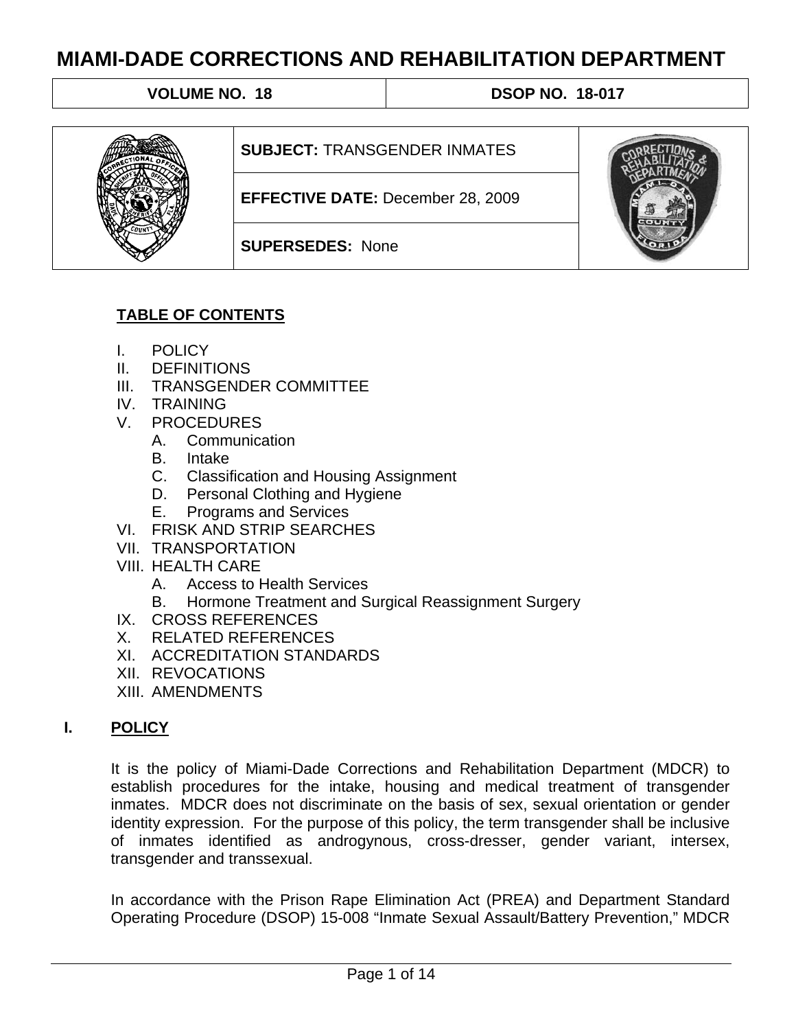# MIAMI-DADE CORRECTIONS AND REHABILITATION DEPARTMENT

| VOLUME NO. 18 | DSOP NO. 18-017 |
| --- | --- |

| | |
| --- | --- |
| **SUBJECT:** TRANSGENDER INMATES | |
| **EFFECTIVE DATE:** December 28, 2009 | |
| **SUPERSEDES:** None | |

**TABLE OF CONTENTS**

- I. POLICY
- II. DEFINITIONS
- III. TRANSGENDER COMMITTEE
- IV. TRAINING
- V. PROCEDURES
  - A. Communication
  - B. Intake
  - C. Classification and Housing Assignment
  - D. Personal Clothing and Hygiene
  - E. Programs and Services
- VI. FRISK AND STRIP SEARCHES
- VII. TRANSPORTATION
- VIII. HEALTH CARE
  - A. Access to Health Services
  - B. Hormone Treatment and Surgical Reassignment Surgery
- IX. CROSS REFERENCES
- X. RELATED REFERENCES
- XI. ACCREDITATION STANDARDS
- XII. REVOCATIONS
- XIII. AMENDMENTS

## I. POLICY

It is the policy of Miami-Dade Corrections and Rehabilitation Department (MDCR) to establish procedures for the intake, housing and medical treatment of transgender inmates. MDCR does not discriminate on the basis of sex, sexual orientation or gender identity expression. For the purpose of this policy, the term transgender shall be inclusive of inmates identified as androgynous, cross-dresser, gender variant, intersex, transgender and transsexual.

In accordance with the Prison Rape Elimination Act (PREA) and Department Standard Operating Procedure (DSOP) 15-008 "Inmate Sexual Assault/Battery Prevention," MDCR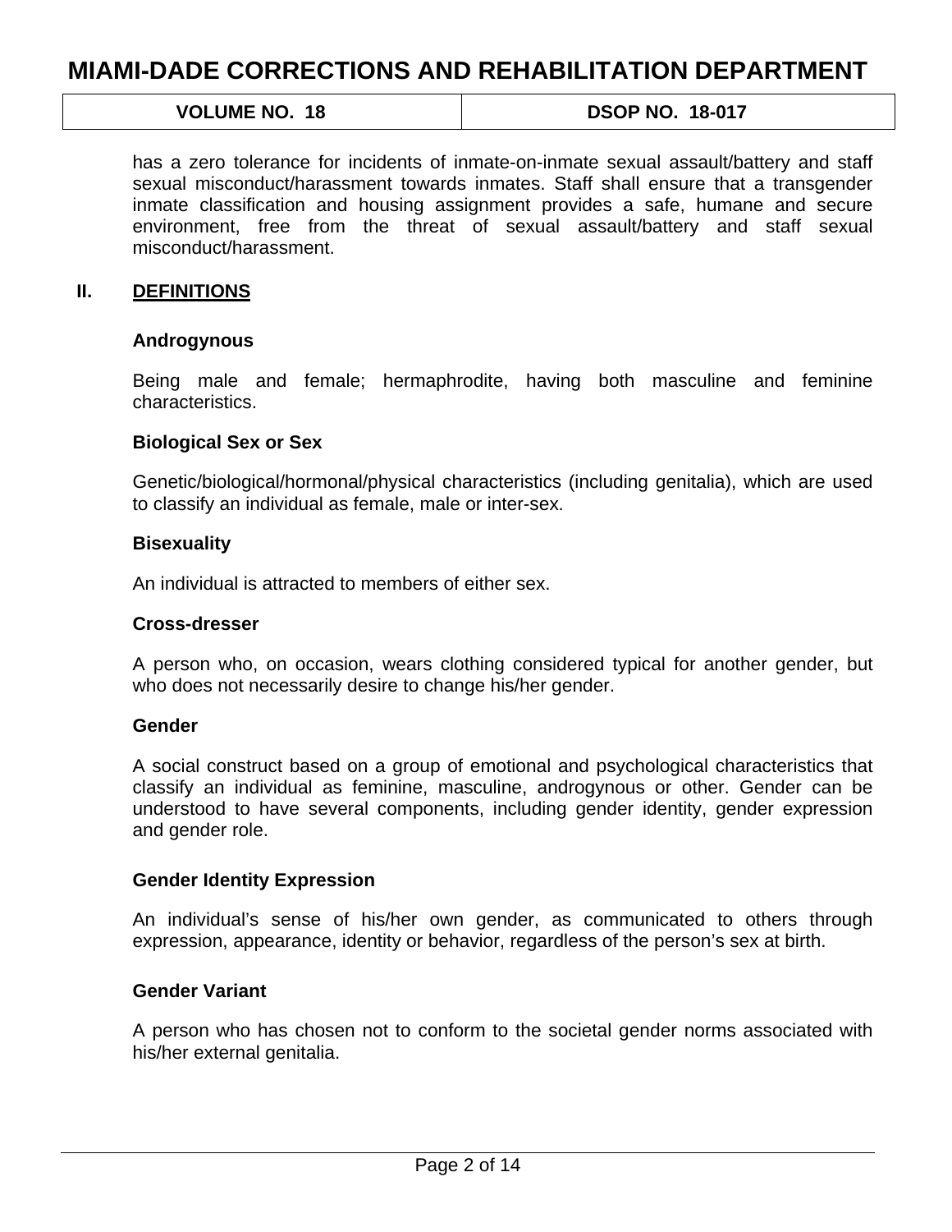has a zero tolerance for incidents of inmate-on-inmate sexual assault/battery and staff sexual misconduct/harassment towards inmates. Staff shall ensure that a transgender inmate classification and housing assignment provides a safe, humane and secure environment, free from the threat of sexual assault/battery and staff sexual misconduct/harassment.

## II. DEFINITIONS

**Androgynous**

Being male and female; hermaphrodite, having both masculine and feminine characteristics.

**Biological Sex or Sex**

Genetic/biological/hormonal/physical characteristics (including genitalia), which are used to classify an individual as female, male or inter-sex.

**Bisexuality**

An individual is attracted to members of either sex.

**Cross-dresser**

A person who, on occasion, wears clothing considered typical for another gender, but who does not necessarily desire to change his/her gender.

**Gender**

A social construct based on a group of emotional and psychological characteristics that classify an individual as feminine, masculine, androgynous or other. Gender can be understood to have several components, including gender identity, gender expression and gender role.

**Gender Identity Expression**

An individual's sense of his/her own gender, as communicated to others through expression, appearance, identity or behavior, regardless of the person's sex at birth.

**Gender Variant**

A person who has chosen not to conform to the societal gender norms associated with his/her external genitalia.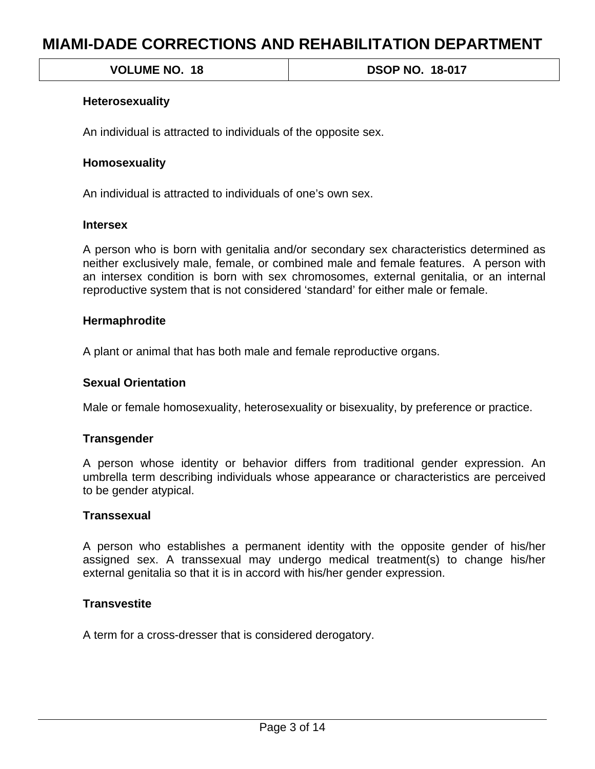**Heterosexuality**

An individual is attracted to individuals of the opposite sex.

**Homosexuality**

An individual is attracted to individuals of one's own sex.

**Intersex**

A person who is born with genitalia and/or secondary sex characteristics determined as neither exclusively male, female, or combined male and female features. A person with an intersex condition is born with sex chromosomes, external genitalia, or an internal reproductive system that is not considered 'standard' for either male or female.

**Hermaphrodite**

A plant or animal that has both male and female reproductive organs.

**Sexual Orientation**

Male or female homosexuality, heterosexuality or bisexuality, by preference or practice.

**Transgender**

A person whose identity or behavior differs from traditional gender expression. An umbrella term describing individuals whose appearance or characteristics are perceived to be gender atypical.

**Transsexual**

A person who establishes a permanent identity with the opposite gender of his/her assigned sex. A transsexual may undergo medical treatment(s) to change his/her external genitalia so that it is in accord with his/her gender expression.

**Transvestite**

A term for a cross-dresser that is considered derogatory.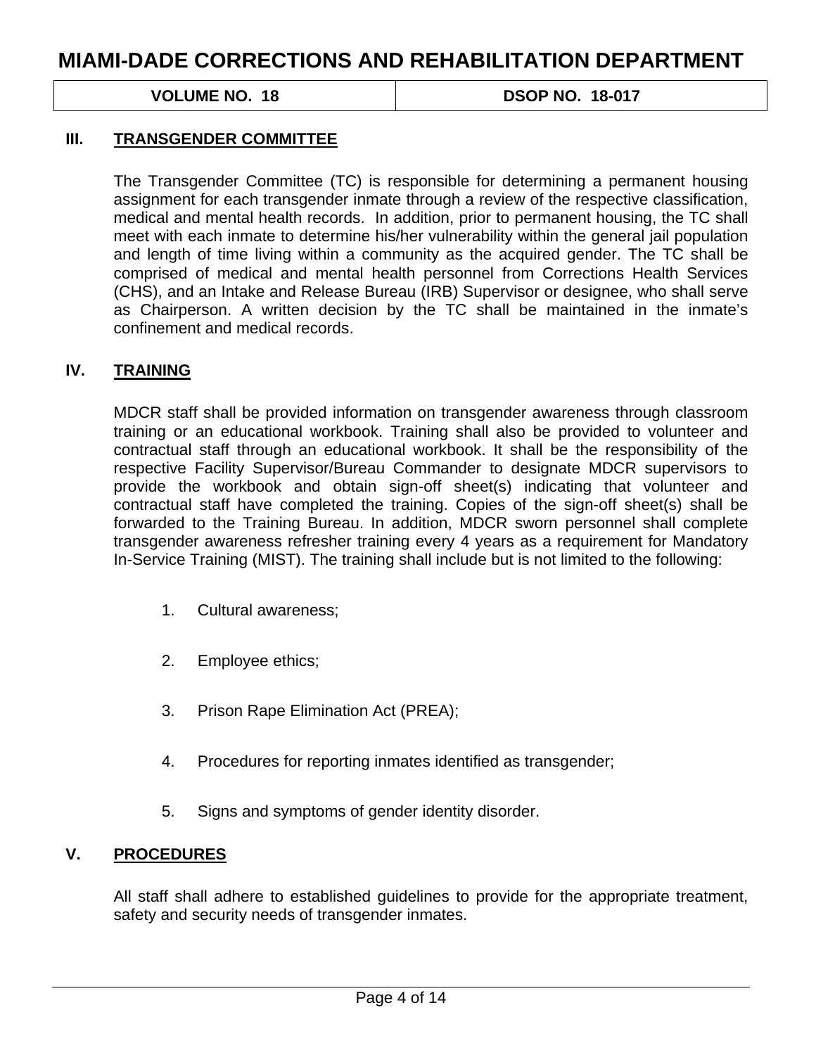## III. TRANSGENDER COMMITTEE

The Transgender Committee (TC) is responsible for determining a permanent housing assignment for each transgender inmate through a review of the respective classification, medical and mental health records. In addition, prior to permanent housing, the TC shall meet with each inmate to determine his/her vulnerability within the general jail population and length of time living within a community as the acquired gender. The TC shall be comprised of medical and mental health personnel from Corrections Health Services (CHS), and an Intake and Release Bureau (IRB) Supervisor or designee, who shall serve as Chairperson. A written decision by the TC shall be maintained in the inmate's confinement and medical records.

## IV. TRAINING

MDCR staff shall be provided information on transgender awareness through classroom training or an educational workbook. Training shall also be provided to volunteer and contractual staff through an educational workbook. It shall be the responsibility of the respective Facility Supervisor/Bureau Commander to designate MDCR supervisors to provide the workbook and obtain sign-off sheet(s) indicating that volunteer and contractual staff have completed the training. Copies of the sign-off sheet(s) shall be forwarded to the Training Bureau. In addition, MDCR sworn personnel shall complete transgender awareness refresher training every 4 years as a requirement for Mandatory In-Service Training (MIST). The training shall include but is not limited to the following:

1. Cultural awareness;
2. Employee ethics;
3. Prison Rape Elimination Act (PREA);
4. Procedures for reporting inmates identified as transgender;
5. Signs and symptoms of gender identity disorder.

## V. PROCEDURES

All staff shall adhere to established guidelines to provide for the appropriate treatment, safety and security needs of transgender inmates.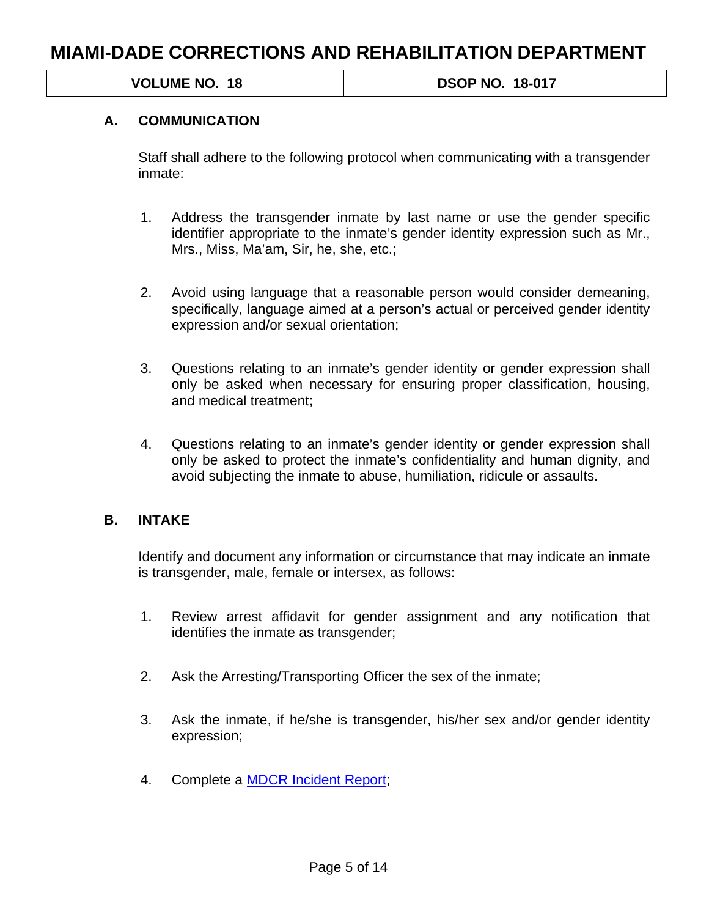### A. COMMUNICATION

Staff shall adhere to the following protocol when communicating with a transgender inmate:

1. Address the transgender inmate by last name or use the gender specific identifier appropriate to the inmate's gender identity expression such as Mr., Mrs., Miss, Ma'am, Sir, he, she, etc.;

2. Avoid using language that a reasonable person would consider demeaning, specifically, language aimed at a person's actual or perceived gender identity expression and/or sexual orientation;

3. Questions relating to an inmate's gender identity or gender expression shall only be asked when necessary for ensuring proper classification, housing, and medical treatment;

4. Questions relating to an inmate's gender identity or gender expression shall only be asked to protect the inmate's confidentiality and human dignity, and avoid subjecting the inmate to abuse, humiliation, ridicule or assaults.

### B. INTAKE

Identify and document any information or circumstance that may indicate an inmate is transgender, male, female or intersex, as follows:

1. Review arrest affidavit for gender assignment and any notification that identifies the inmate as transgender;

2. Ask the Arresting/Transporting Officer the sex of the inmate;

3. Ask the inmate, if he/she is transgender, his/her sex and/or gender identity expression;

4. Complete a MDCR Incident Report;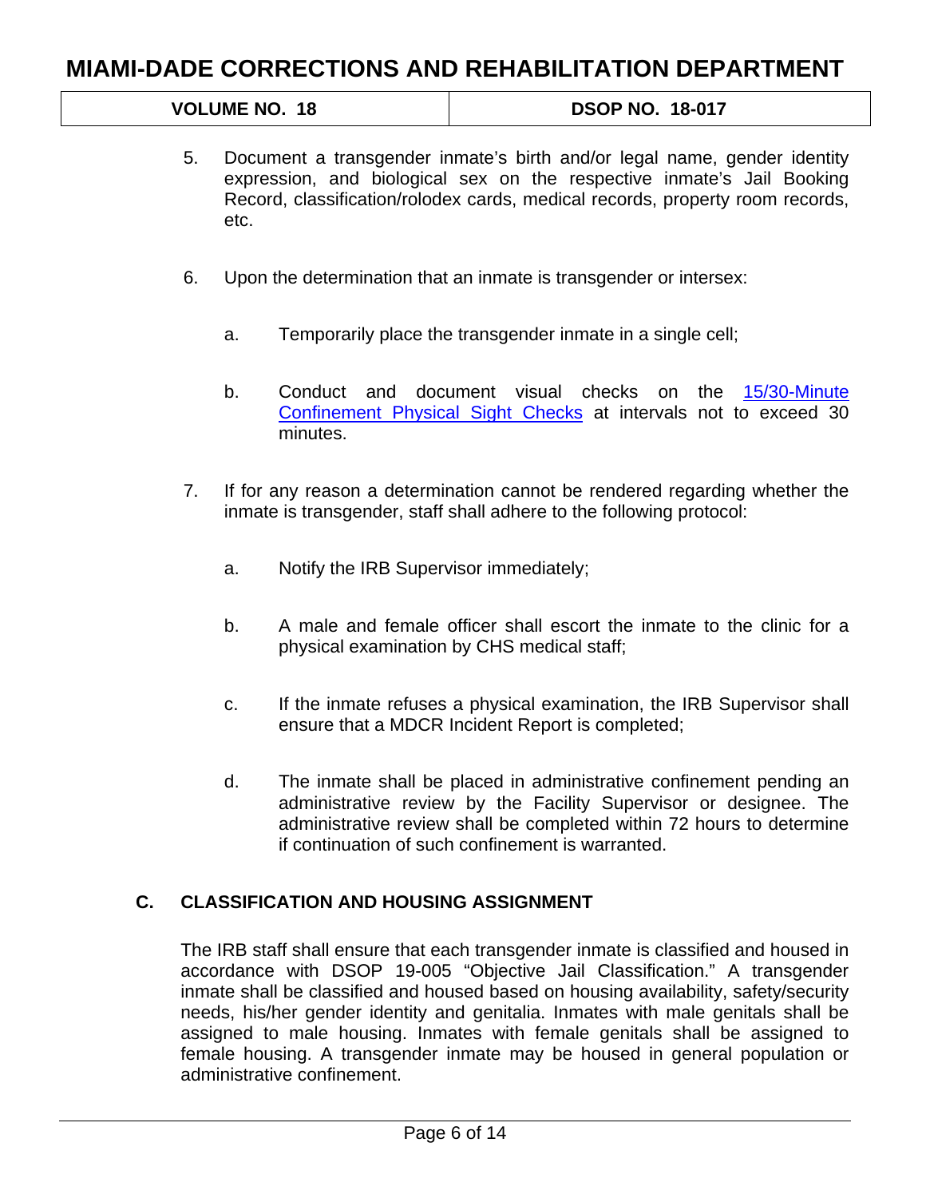5. Document a transgender inmate's birth and/or legal name, gender identity expression, and biological sex on the respective inmate's Jail Booking Record, classification/rolodex cards, medical records, property room records, etc.

6. Upon the determination that an inmate is transgender or intersex:

   a. Temporarily place the transgender inmate in a single cell;

   b. Conduct and document visual checks on the 15/30-Minute Confinement Physical Sight Checks at intervals not to exceed 30 minutes.

7. If for any reason a determination cannot be rendered regarding whether the inmate is transgender, staff shall adhere to the following protocol:

   a. Notify the IRB Supervisor immediately;

   b. A male and female officer shall escort the inmate to the clinic for a physical examination by CHS medical staff;

   c. If the inmate refuses a physical examination, the IRB Supervisor shall ensure that a MDCR Incident Report is completed;

   d. The inmate shall be placed in administrative confinement pending an administrative review by the Facility Supervisor or designee. The administrative review shall be completed within 72 hours to determine if continuation of such confinement is warranted.

## C. CLASSIFICATION AND HOUSING ASSIGNMENT

The IRB staff shall ensure that each transgender inmate is classified and housed in accordance with DSOP 19-005 "Objective Jail Classification." A transgender inmate shall be classified and housed based on housing availability, safety/security needs, his/her gender identity and genitalia. Inmates with male genitals shall be assigned to male housing. Inmates with female genitals shall be assigned to female housing. A transgender inmate may be housed in general population or administrative confinement.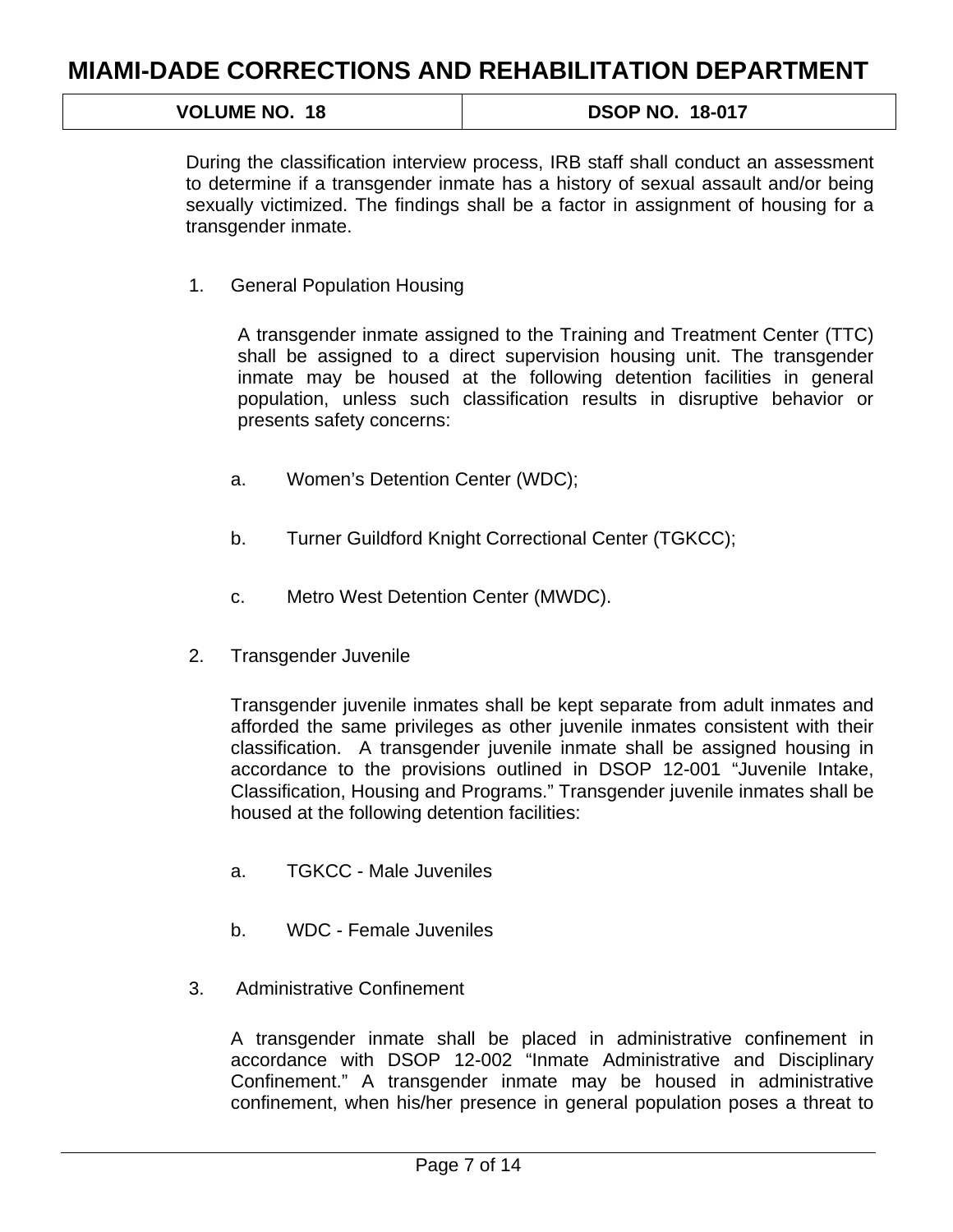During the classification interview process, IRB staff shall conduct an assessment to determine if a transgender inmate has a history of sexual assault and/or being sexually victimized. The findings shall be a factor in assignment of housing for a transgender inmate.

1. General Population Housing

   A transgender inmate assigned to the Training and Treatment Center (TTC) shall be assigned to a direct supervision housing unit. The transgender inmate may be housed at the following detention facilities in general population, unless such classification results in disruptive behavior or presents safety concerns:

   a. Women's Detention Center (WDC);

   b. Turner Guildford Knight Correctional Center (TGKCC);

   c. Metro West Detention Center (MWDC).

2. Transgender Juvenile

   Transgender juvenile inmates shall be kept separate from adult inmates and afforded the same privileges as other juvenile inmates consistent with their classification. A transgender juvenile inmate shall be assigned housing in accordance to the provisions outlined in DSOP 12-001 "Juvenile Intake, Classification, Housing and Programs." Transgender juvenile inmates shall be housed at the following detention facilities:

   a. TGKCC - Male Juveniles

   b. WDC - Female Juveniles

3. Administrative Confinement

   A transgender inmate shall be placed in administrative confinement in accordance with DSOP 12-002 "Inmate Administrative and Disciplinary Confinement." A transgender inmate may be housed in administrative confinement, when his/her presence in general population poses a threat to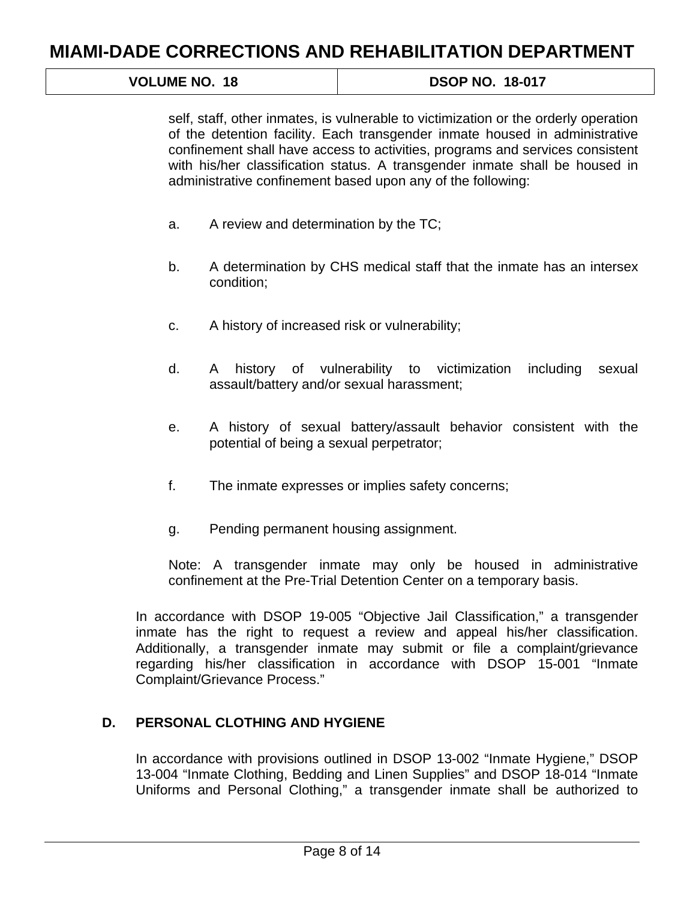self, staff, other inmates, is vulnerable to victimization or the orderly operation of the detention facility. Each transgender inmate housed in administrative confinement shall have access to activities, programs and services consistent with his/her classification status. A transgender inmate shall be housed in administrative confinement based upon any of the following:

a. A review and determination by the TC;

b. A determination by CHS medical staff that the inmate has an intersex condition;

c. A history of increased risk or vulnerability;

d. A history of vulnerability to victimization including sexual assault/battery and/or sexual harassment;

e. A history of sexual battery/assault behavior consistent with the potential of being a sexual perpetrator;

f. The inmate expresses or implies safety concerns;

g. Pending permanent housing assignment.

Note: A transgender inmate may only be housed in administrative confinement at the Pre-Trial Detention Center on a temporary basis.

In accordance with DSOP 19-005 "Objective Jail Classification," a transgender inmate has the right to request a review and appeal his/her classification. Additionally, a transgender inmate may submit or file a complaint/grievance regarding his/her classification in accordance with DSOP 15-001 "Inmate Complaint/Grievance Process."

### D. PERSONAL CLOTHING AND HYGIENE

In accordance with provisions outlined in DSOP 13-002 "Inmate Hygiene," DSOP 13-004 "Inmate Clothing, Bedding and Linen Supplies" and DSOP 18-014 "Inmate Uniforms and Personal Clothing," a transgender inmate shall be authorized to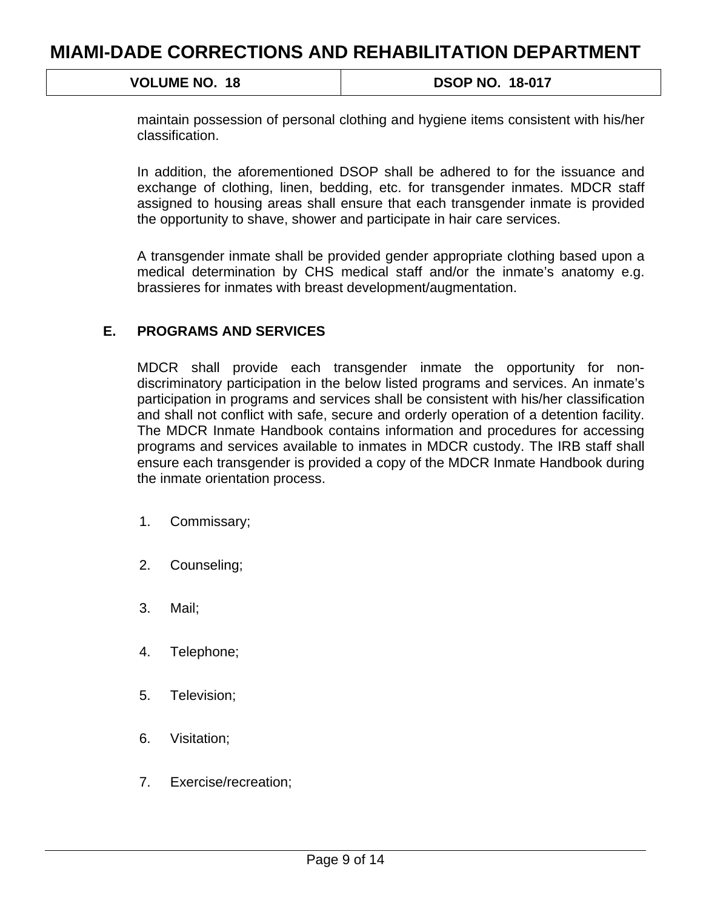maintain possession of personal clothing and hygiene items consistent with his/her classification.

In addition, the aforementioned DSOP shall be adhered to for the issuance and exchange of clothing, linen, bedding, etc. for transgender inmates. MDCR staff assigned to housing areas shall ensure that each transgender inmate is provided the opportunity to shave, shower and participate in hair care services.

A transgender inmate shall be provided gender appropriate clothing based upon a medical determination by CHS medical staff and/or the inmate's anatomy e.g. brassieres for inmates with breast development/augmentation.

### E. PROGRAMS AND SERVICES

MDCR shall provide each transgender inmate the opportunity for non-discriminatory participation in the below listed programs and services. An inmate's participation in programs and services shall be consistent with his/her classification and shall not conflict with safe, secure and orderly operation of a detention facility. The MDCR Inmate Handbook contains information and procedures for accessing programs and services available to inmates in MDCR custody. The IRB staff shall ensure each transgender is provided a copy of the MDCR Inmate Handbook during the inmate orientation process.

1. Commissary;
2. Counseling;
3. Mail;
4. Telephone;
5. Television;
6. Visitation;
7. Exercise/recreation;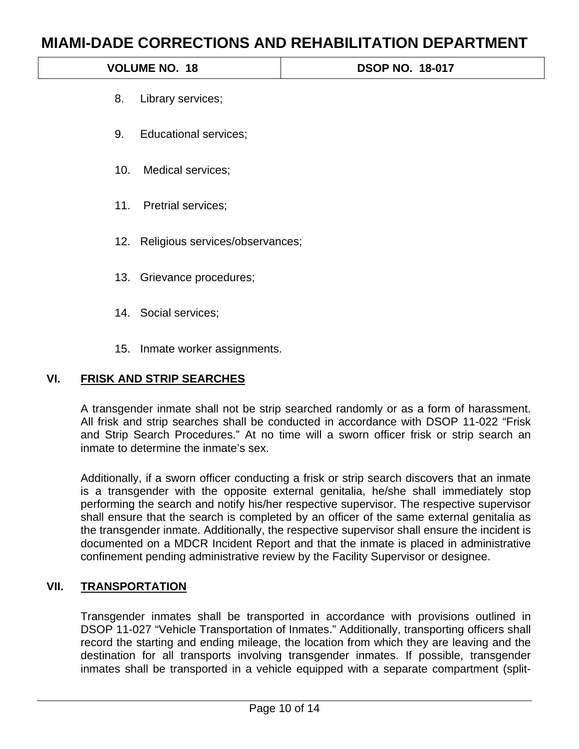8. Library services;

9. Educational services;

10. Medical services;

11. Pretrial services;

12. Religious services/observances;

13. Grievance procedures;

14. Social services;

15. Inmate worker assignments.

## VI. FRISK AND STRIP SEARCHES

A transgender inmate shall not be strip searched randomly or as a form of harassment. All frisk and strip searches shall be conducted in accordance with DSOP 11-022 "Frisk and Strip Search Procedures." At no time will a sworn officer frisk or strip search an inmate to determine the inmate's sex.

Additionally, if a sworn officer conducting a frisk or strip search discovers that an inmate is a transgender with the opposite external genitalia, he/she shall immediately stop performing the search and notify his/her respective supervisor. The respective supervisor shall ensure that the search is completed by an officer of the same external genitalia as the transgender inmate. Additionally, the respective supervisor shall ensure the incident is documented on a MDCR Incident Report and that the inmate is placed in administrative confinement pending administrative review by the Facility Supervisor or designee.

## VII. TRANSPORTATION

Transgender inmates shall be transported in accordance with provisions outlined in DSOP 11-027 "Vehicle Transportation of Inmates." Additionally, transporting officers shall record the starting and ending mileage, the location from which they are leaving and the destination for all transports involving transgender inmates. If possible, transgender inmates shall be transported in a vehicle equipped with a separate compartment (split-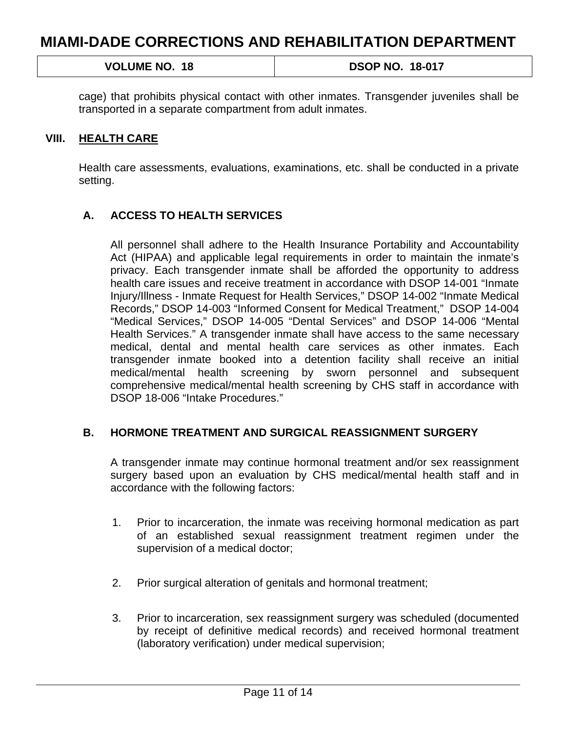cage) that prohibits physical contact with other inmates. Transgender juveniles shall be transported in a separate compartment from adult inmates.

## VIII. HEALTH CARE

Health care assessments, evaluations, examinations, etc. shall be conducted in a private setting.

### A. ACCESS TO HEALTH SERVICES

All personnel shall adhere to the Health Insurance Portability and Accountability Act (HIPAA) and applicable legal requirements in order to maintain the inmate's privacy. Each transgender inmate shall be afforded the opportunity to address health care issues and receive treatment in accordance with DSOP 14-001 "Inmate Injury/Illness - Inmate Request for Health Services," DSOP 14-002 "Inmate Medical Records," DSOP 14-003 "Informed Consent for Medical Treatment," DSOP 14-004 "Medical Services," DSOP 14-005 "Dental Services" and DSOP 14-006 "Mental Health Services." A transgender inmate shall have access to the same necessary medical, dental and mental health care services as other inmates. Each transgender inmate booked into a detention facility shall receive an initial medical/mental health screening by sworn personnel and subsequent comprehensive medical/mental health screening by CHS staff in accordance with DSOP 18-006 "Intake Procedures."

### B. HORMONE TREATMENT AND SURGICAL REASSIGNMENT SURGERY

A transgender inmate may continue hormonal treatment and/or sex reassignment surgery based upon an evaluation by CHS medical/mental health staff and in accordance with the following factors:

1. Prior to incarceration, the inmate was receiving hormonal medication as part of an established sexual reassignment treatment regimen under the supervision of a medical doctor;

2. Prior surgical alteration of genitals and hormonal treatment;

3. Prior to incarceration, sex reassignment surgery was scheduled (documented by receipt of definitive medical records) and received hormonal treatment (laboratory verification) under medical supervision;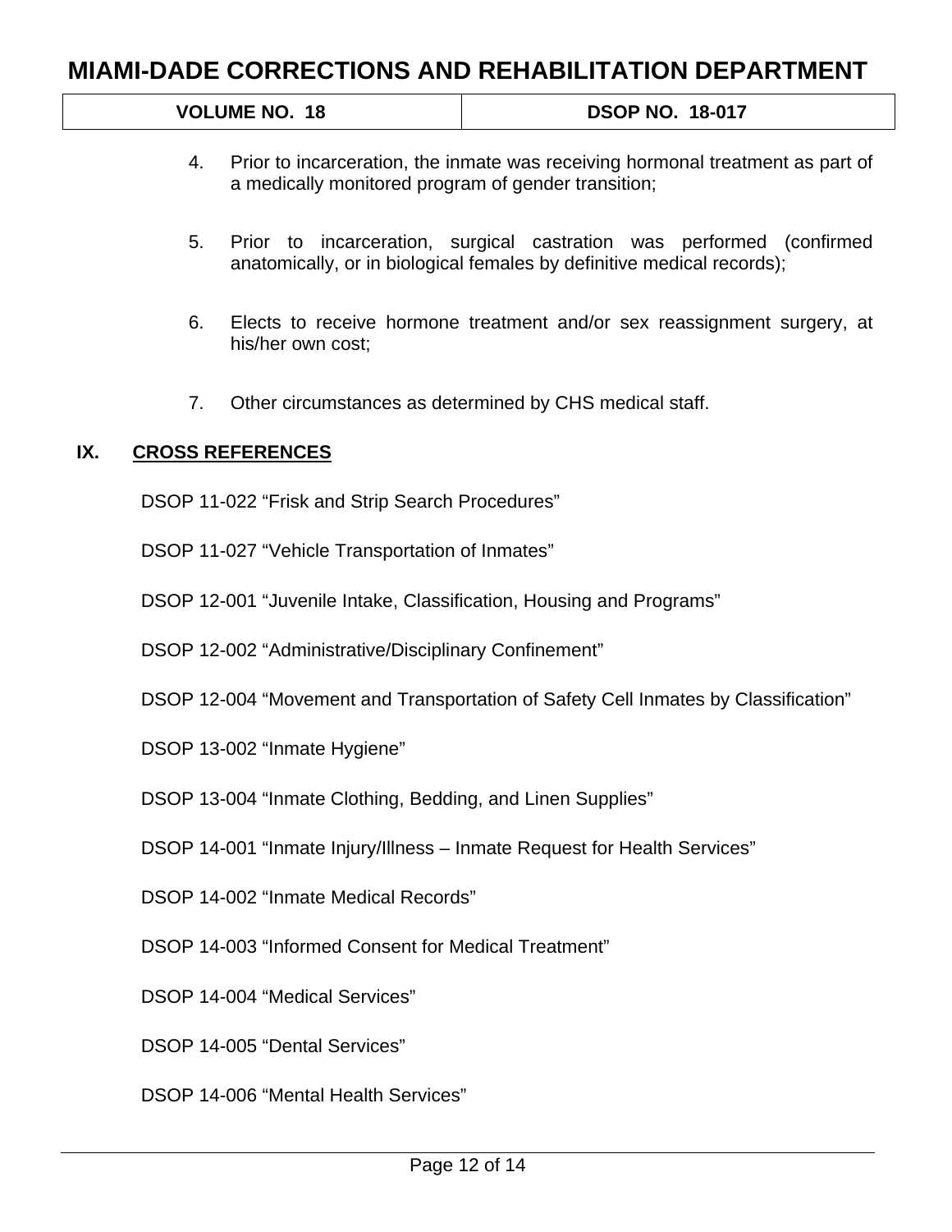4. Prior to incarceration, the inmate was receiving hormonal treatment as part of a medically monitored program of gender transition;

5. Prior to incarceration, surgical castration was performed (confirmed anatomically, or in biological females by definitive medical records);

6. Elects to receive hormone treatment and/or sex reassignment surgery, at his/her own cost;

7. Other circumstances as determined by CHS medical staff.

## IX. CROSS REFERENCES

DSOP 11-022 “Frisk and Strip Search Procedures”

DSOP 11-027 “Vehicle Transportation of Inmates”

DSOP 12-001 “Juvenile Intake, Classification, Housing and Programs”

DSOP 12-002 “Administrative/Disciplinary Confinement”

DSOP 12-004 “Movement and Transportation of Safety Cell Inmates by Classification”

DSOP 13-002 “Inmate Hygiene”

DSOP 13-004 “Inmate Clothing, Bedding, and Linen Supplies”

DSOP 14-001 “Inmate Injury/Illness – Inmate Request for Health Services”

DSOP 14-002 “Inmate Medical Records”

DSOP 14-003 “Informed Consent for Medical Treatment”

DSOP 14-004 “Medical Services”

DSOP 14-005 “Dental Services”

DSOP 14-006 “Mental Health Services”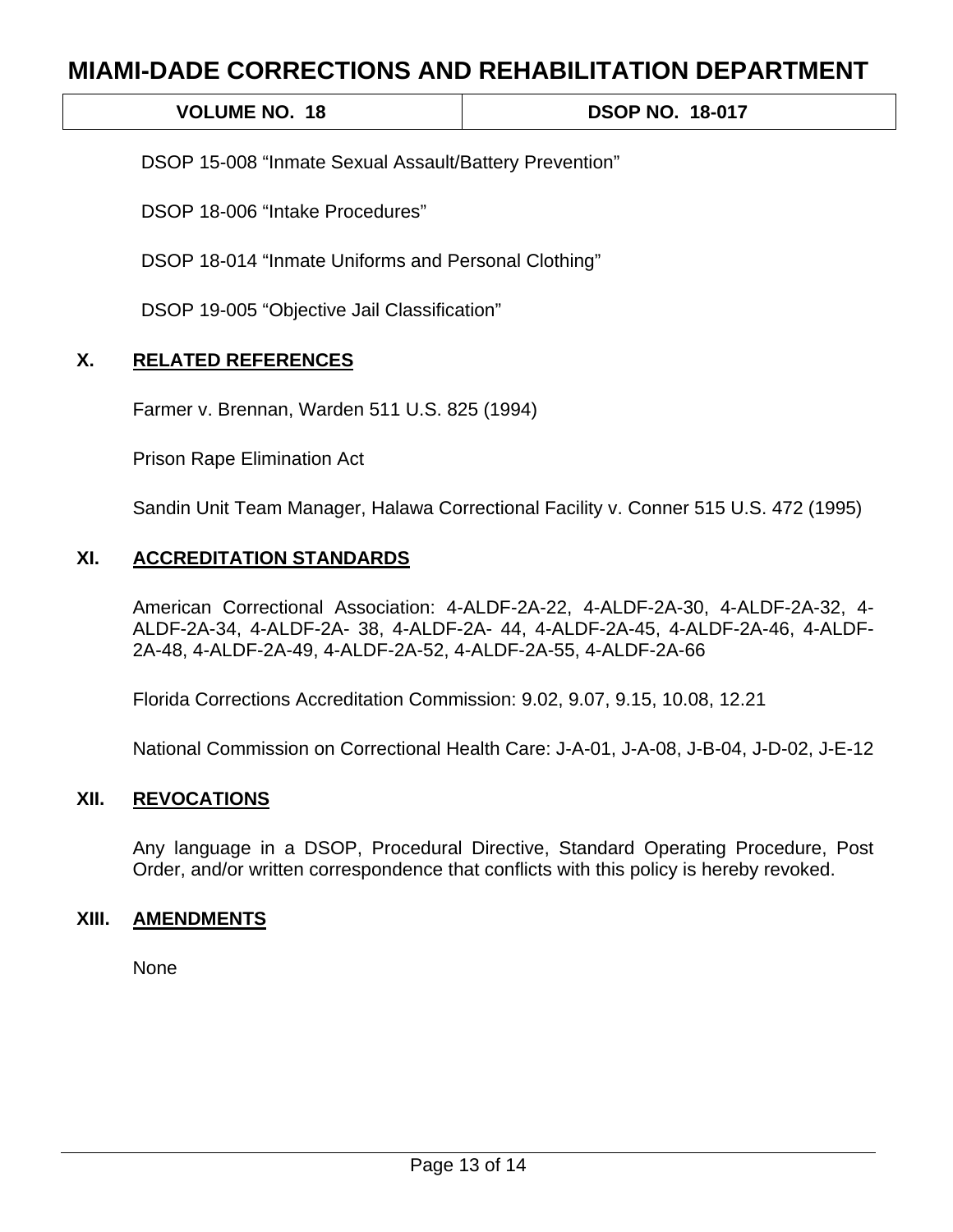DSOP 15-008 “Inmate Sexual Assault/Battery Prevention”

DSOP 18-006 “Intake Procedures”

DSOP 18-014 “Inmate Uniforms and Personal Clothing”

DSOP 19-005 “Objective Jail Classification”

## X. RELATED REFERENCES

Farmer v. Brennan, Warden 511 U.S. 825 (1994)

Prison Rape Elimination Act

Sandin Unit Team Manager, Halawa Correctional Facility v. Conner 515 U.S. 472 (1995)

## XI. ACCREDITATION STANDARDS

American Correctional Association: 4-ALDF-2A-22, 4-ALDF-2A-30, 4-ALDF-2A-32, 4-ALDF-2A-34, 4-ALDF-2A- 38, 4-ALDF-2A- 44, 4-ALDF-2A-45, 4-ALDF-2A-46, 4-ALDF-2A-48, 4-ALDF-2A-49, 4-ALDF-2A-52, 4-ALDF-2A-55, 4-ALDF-2A-66

Florida Corrections Accreditation Commission: 9.02, 9.07, 9.15, 10.08, 12.21

National Commission on Correctional Health Care: J-A-01, J-A-08, J-B-04, J-D-02, J-E-12

## XII. REVOCATIONS

Any language in a DSOP, Procedural Directive, Standard Operating Procedure, Post Order, and/or written correspondence that conflicts with this policy is hereby revoked.

## XIII. AMENDMENTS

None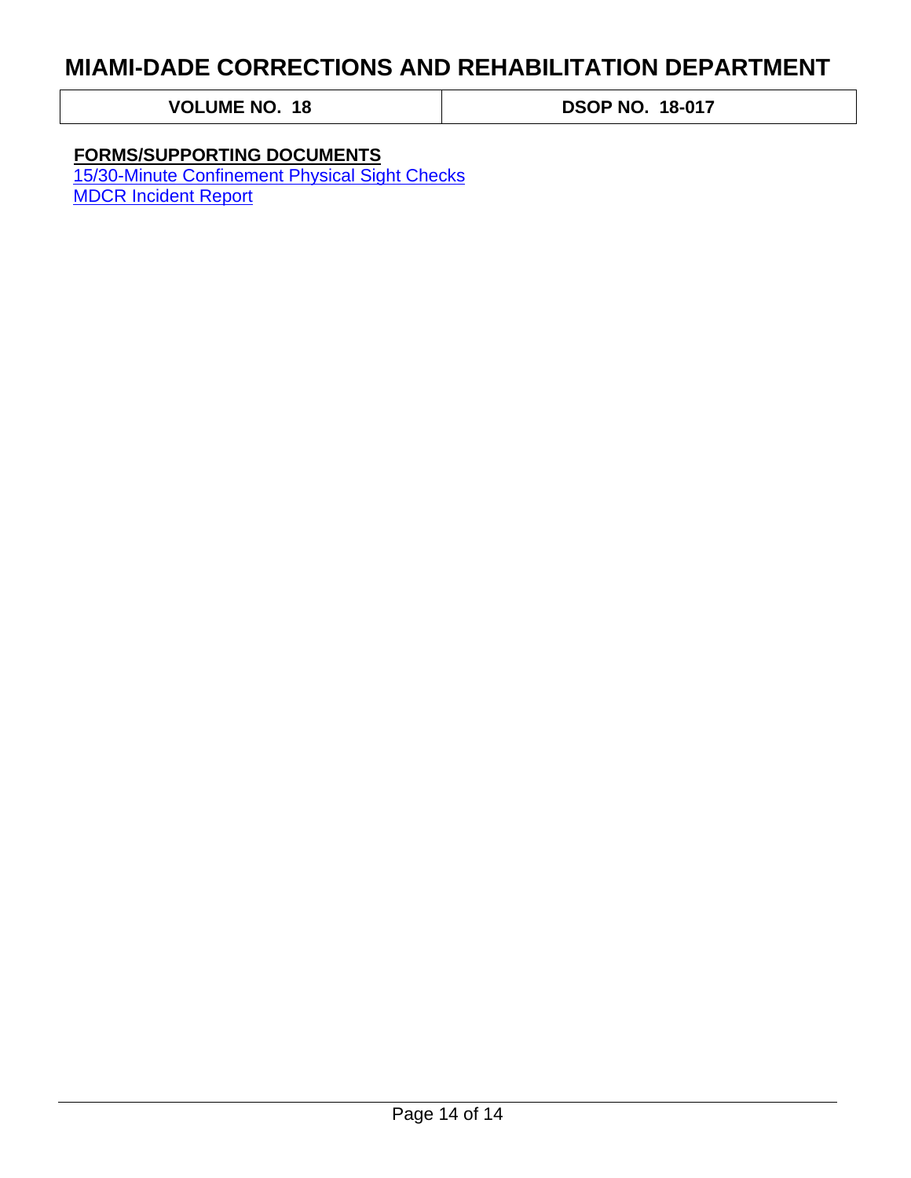**FORMS/SUPPORTING DOCUMENTS**

15/30-Minute Confinement Physical Sight Checks

MDCR Incident Report